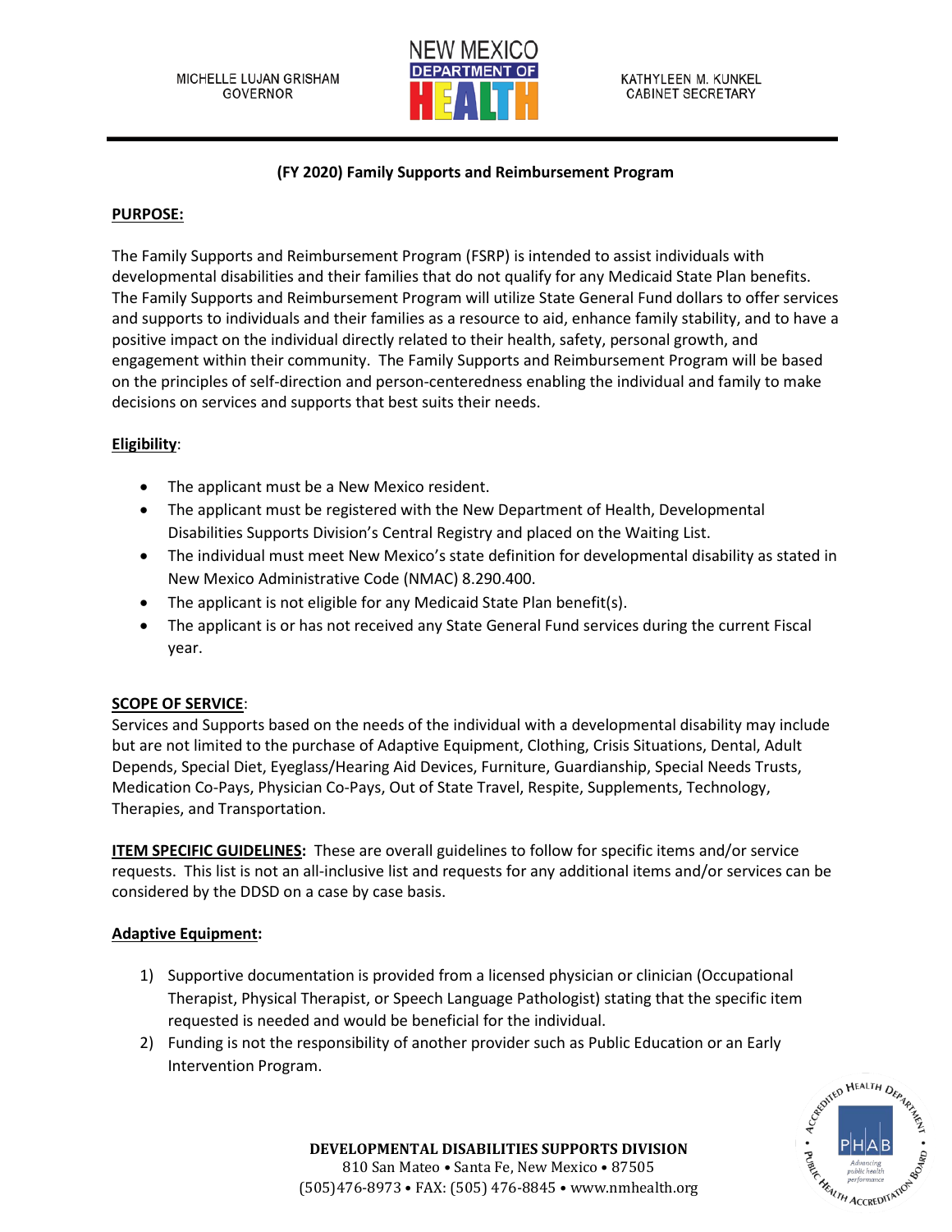MICHELLE LUJAN GRISHAM
GOVERNOR

NEW MEXICO DEPARTMENT OF HEALTH

KATHYLEEN M. KUNKEL
CABINET SECRETARY

**(FY 2020) Family Supports and Reimbursement Program**

**PURPOSE:**

The Family Supports and Reimbursement Program (FSRP) is intended to assist individuals with developmental disabilities and their families that do not qualify for any Medicaid State Plan benefits. The Family Supports and Reimbursement Program will utilize State General Fund dollars to offer services and supports to individuals and their families as a resource to aid, enhance family stability, and to have a positive impact on the individual directly related to their health, safety, personal growth, and engagement within their community. The Family Supports and Reimbursement Program will be based on the principles of self-direction and person-centeredness enabling the individual and family to make decisions on services and supports that best suits their needs.

**Eligibility**:

- The applicant must be a New Mexico resident.
- The applicant must be registered with the New Department of Health, Developmental Disabilities Supports Division's Central Registry and placed on the Waiting List.
- The individual must meet New Mexico's state definition for developmental disability as stated in New Mexico Administrative Code (NMAC) 8.290.400.
- The applicant is not eligible for any Medicaid State Plan benefit(s).
- The applicant is or has not received any State General Fund services during the current Fiscal year.

**SCOPE OF SERVICE**:

Services and Supports based on the needs of the individual with a developmental disability may include but are not limited to the purchase of Adaptive Equipment, Clothing, Crisis Situations, Dental, Adult Depends, Special Diet, Eyeglass/Hearing Aid Devices, Furniture, Guardianship, Special Needs Trusts, Medication Co-Pays, Physician Co-Pays, Out of State Travel, Respite, Supplements, Technology, Therapies, and Transportation.

**ITEM SPECIFIC GUIDELINES:** These are overall guidelines to follow for specific items and/or service requests. This list is not an all-inclusive list and requests for any additional items and/or services can be considered by the DDSD on a case by case basis.

**Adaptive Equipment:**

1) Supportive documentation is provided from a licensed physician or clinician (Occupational Therapist, Physical Therapist, or Speech Language Pathologist) stating that the specific item requested is needed and would be beneficial for the individual.
2) Funding is not the responsibility of another provider such as Public Education or an Early Intervention Program.

**DEVELOPMENTAL DISABILITIES SUPPORTS DIVISION**
810 San Mateo • Santa Fe, New Mexico • 87505
(505)476-8973 • FAX: (505) 476-8845 • www.nmhealth.org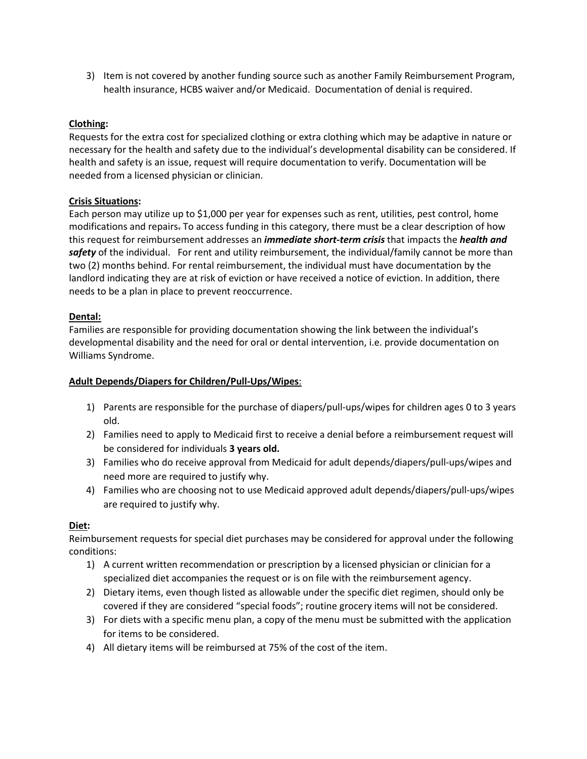3) Item is not covered by another funding source such as another Family Reimbursement Program, health insurance, HCBS waiver and/or Medicaid. Documentation of denial is required.

**Clothing:**
Requests for the extra cost for specialized clothing or extra clothing which may be adaptive in nature or necessary for the health and safety due to the individual's developmental disability can be considered. If health and safety is an issue, request will require documentation to verify. Documentation will be needed from a licensed physician or clinician.

**Crisis Situations:**
Each person may utilize up to $1,000 per year for expenses such as rent, utilities, pest control, home modifications and repairs. To access funding in this category, there must be a clear description of how this request for reimbursement addresses an ***immediate short-term crisis*** that impacts the ***health and safety*** of the individual. For rent and utility reimbursement, the individual/family cannot be more than two (2) months behind. For rental reimbursement, the individual must have documentation by the landlord indicating they are at risk of eviction or have received a notice of eviction. In addition, there needs to be a plan in place to prevent reoccurrence.

**Dental:**
Families are responsible for providing documentation showing the link between the individual's developmental disability and the need for oral or dental intervention, i.e. provide documentation on Williams Syndrome.

**Adult Depends/Diapers for Children/Pull-Ups/Wipes:**

1) Parents are responsible for the purchase of diapers/pull-ups/wipes for children ages 0 to 3 years old.
2) Families need to apply to Medicaid first to receive a denial before a reimbursement request will be considered for individuals **3 years old.**
3) Families who do receive approval from Medicaid for adult depends/diapers/pull-ups/wipes and need more are required to justify why.
4) Families who are choosing not to use Medicaid approved adult depends/diapers/pull-ups/wipes are required to justify why.

**Diet:**
Reimbursement requests for special diet purchases may be considered for approval under the following conditions:

1) A current written recommendation or prescription by a licensed physician or clinician for a specialized diet accompanies the request or is on file with the reimbursement agency.
2) Dietary items, even though listed as allowable under the specific diet regimen, should only be covered if they are considered "special foods"; routine grocery items will not be considered.
3) For diets with a specific menu plan, a copy of the menu must be submitted with the application for items to be considered.
4) All dietary items will be reimbursed at 75% of the cost of the item.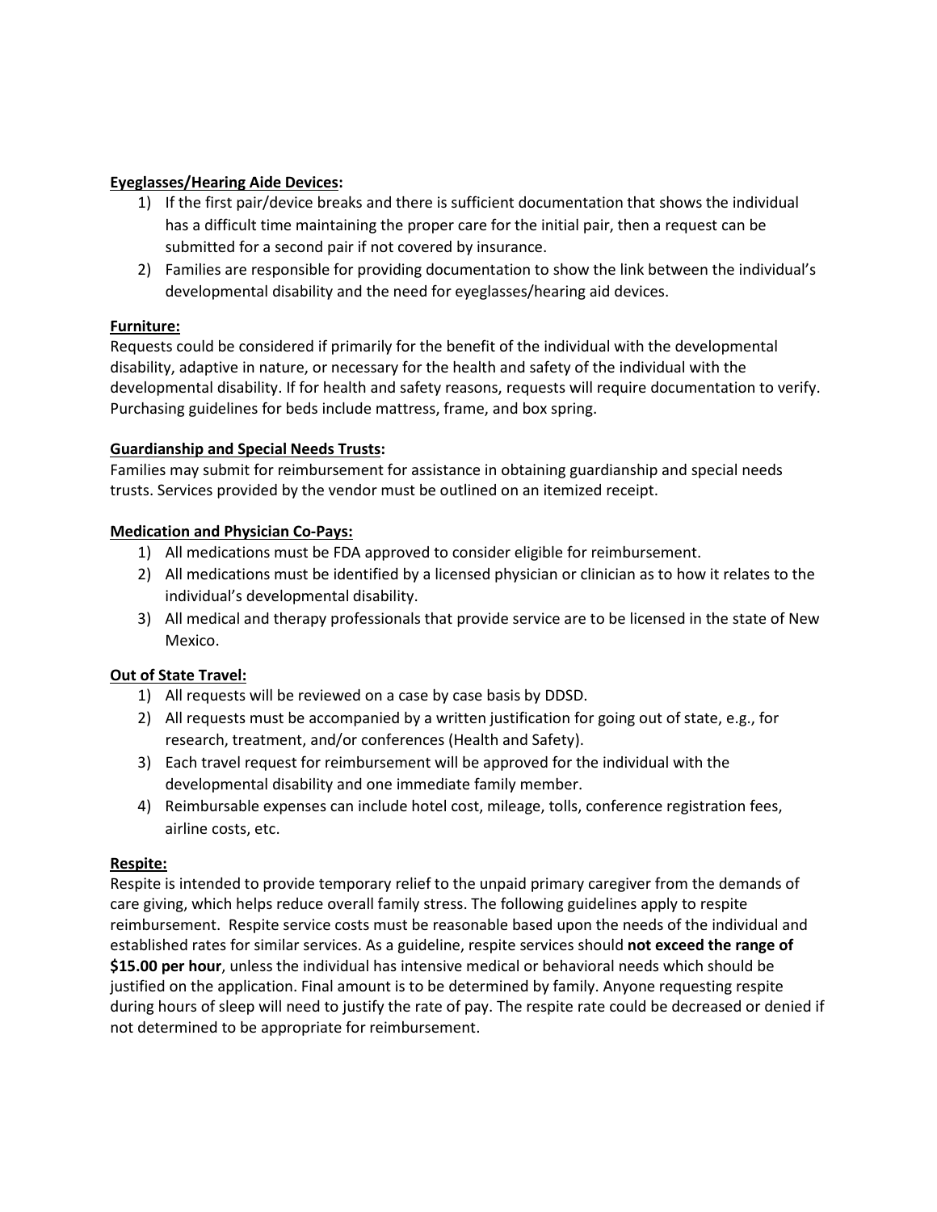**Eyeglasses/Hearing Aide Devices:**

1) If the first pair/device breaks and there is sufficient documentation that shows the individual has a difficult time maintaining the proper care for the initial pair, then a request can be submitted for a second pair if not covered by insurance.
2) Families are responsible for providing documentation to show the link between the individual's developmental disability and the need for eyeglasses/hearing aid devices.

**Furniture:**

Requests could be considered if primarily for the benefit of the individual with the developmental disability, adaptive in nature, or necessary for the health and safety of the individual with the developmental disability. If for health and safety reasons, requests will require documentation to verify. Purchasing guidelines for beds include mattress, frame, and box spring.

**Guardianship and Special Needs Trusts:**

Families may submit for reimbursement for assistance in obtaining guardianship and special needs trusts. Services provided by the vendor must be outlined on an itemized receipt.

**Medication and Physician Co-Pays:**

1) All medications must be FDA approved to consider eligible for reimbursement.
2) All medications must be identified by a licensed physician or clinician as to how it relates to the individual's developmental disability.
3) All medical and therapy professionals that provide service are to be licensed in the state of New Mexico.

**Out of State Travel:**

1) All requests will be reviewed on a case by case basis by DDSD.
2) All requests must be accompanied by a written justification for going out of state, e.g., for research, treatment, and/or conferences (Health and Safety).
3) Each travel request for reimbursement will be approved for the individual with the developmental disability and one immediate family member.
4) Reimbursable expenses can include hotel cost, mileage, tolls, conference registration fees, airline costs, etc.

**Respite:**

Respite is intended to provide temporary relief to the unpaid primary caregiver from the demands of care giving, which helps reduce overall family stress. The following guidelines apply to respite reimbursement. Respite service costs must be reasonable based upon the needs of the individual and established rates for similar services. As a guideline, respite services should **not exceed the range of $15.00 per hour**, unless the individual has intensive medical or behavioral needs which should be justified on the application. Final amount is to be determined by family. Anyone requesting respite during hours of sleep will need to justify the rate of pay. The respite rate could be decreased or denied if not determined to be appropriate for reimbursement.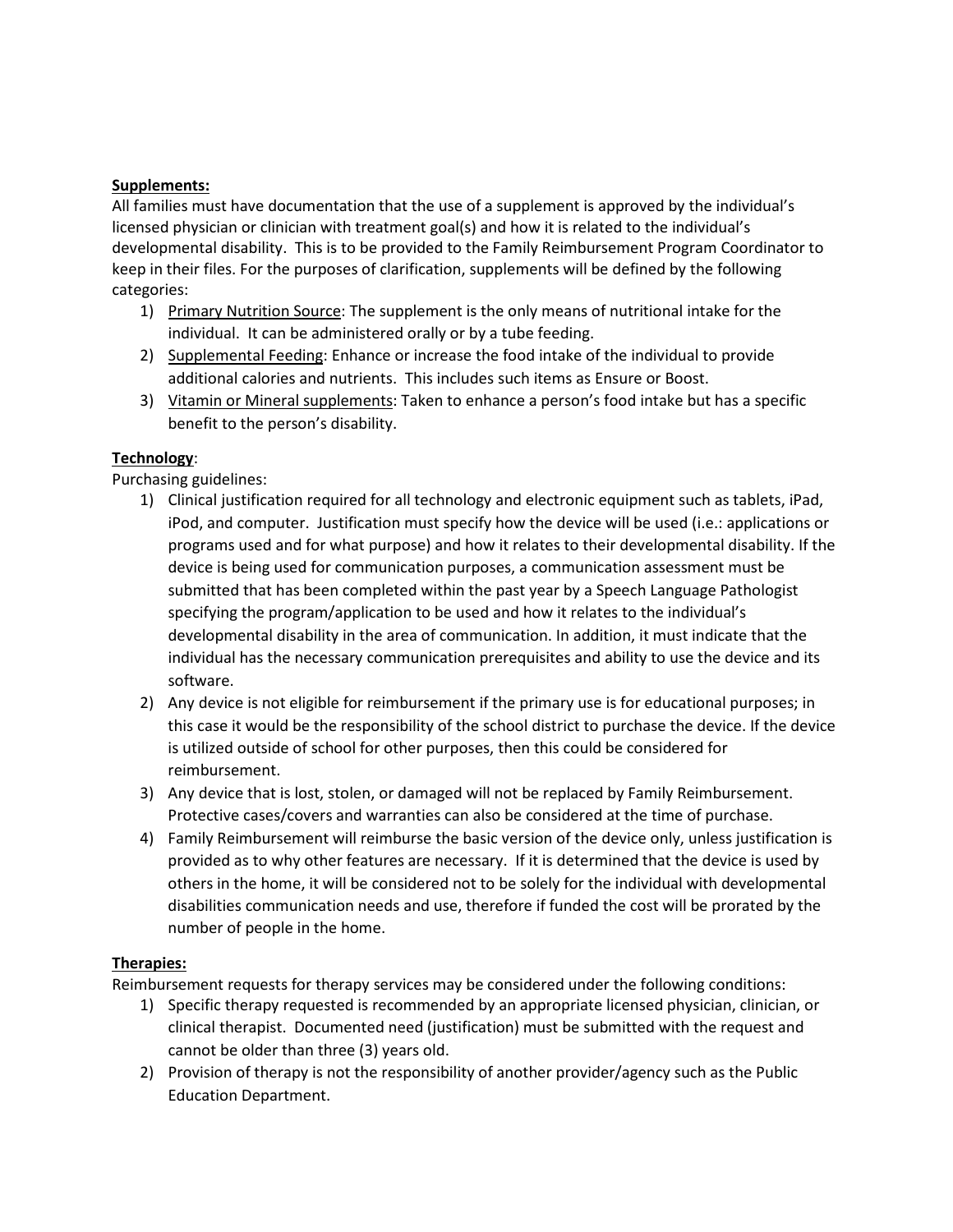**Supplements:**

All families must have documentation that the use of a supplement is approved by the individual's licensed physician or clinician with treatment goal(s) and how it is related to the individual's developmental disability. This is to be provided to the Family Reimbursement Program Coordinator to keep in their files. For the purposes of clarification, supplements will be defined by the following categories:

1) Primary Nutrition Source: The supplement is the only means of nutritional intake for the individual. It can be administered orally or by a tube feeding.
2) Supplemental Feeding: Enhance or increase the food intake of the individual to provide additional calories and nutrients. This includes such items as Ensure or Boost.
3) Vitamin or Mineral supplements: Taken to enhance a person's food intake but has a specific benefit to the person's disability.

**Technology**:

Purchasing guidelines:

1) Clinical justification required for all technology and electronic equipment such as tablets, iPad, iPod, and computer. Justification must specify how the device will be used (i.e.: applications or programs used and for what purpose) and how it relates to their developmental disability. If the device is being used for communication purposes, a communication assessment must be submitted that has been completed within the past year by a Speech Language Pathologist specifying the program/application to be used and how it relates to the individual's developmental disability in the area of communication. In addition, it must indicate that the individual has the necessary communication prerequisites and ability to use the device and its software.
2) Any device is not eligible for reimbursement if the primary use is for educational purposes; in this case it would be the responsibility of the school district to purchase the device. If the device is utilized outside of school for other purposes, then this could be considered for reimbursement.
3) Any device that is lost, stolen, or damaged will not be replaced by Family Reimbursement. Protective cases/covers and warranties can also be considered at the time of purchase.
4) Family Reimbursement will reimburse the basic version of the device only, unless justification is provided as to why other features are necessary. If it is determined that the device is used by others in the home, it will be considered not to be solely for the individual with developmental disabilities communication needs and use, therefore if funded the cost will be prorated by the number of people in the home.

**Therapies:**

Reimbursement requests for therapy services may be considered under the following conditions:

1) Specific therapy requested is recommended by an appropriate licensed physician, clinician, or clinical therapist. Documented need (justification) must be submitted with the request and cannot be older than three (3) years old.
2) Provision of therapy is not the responsibility of another provider/agency such as the Public Education Department.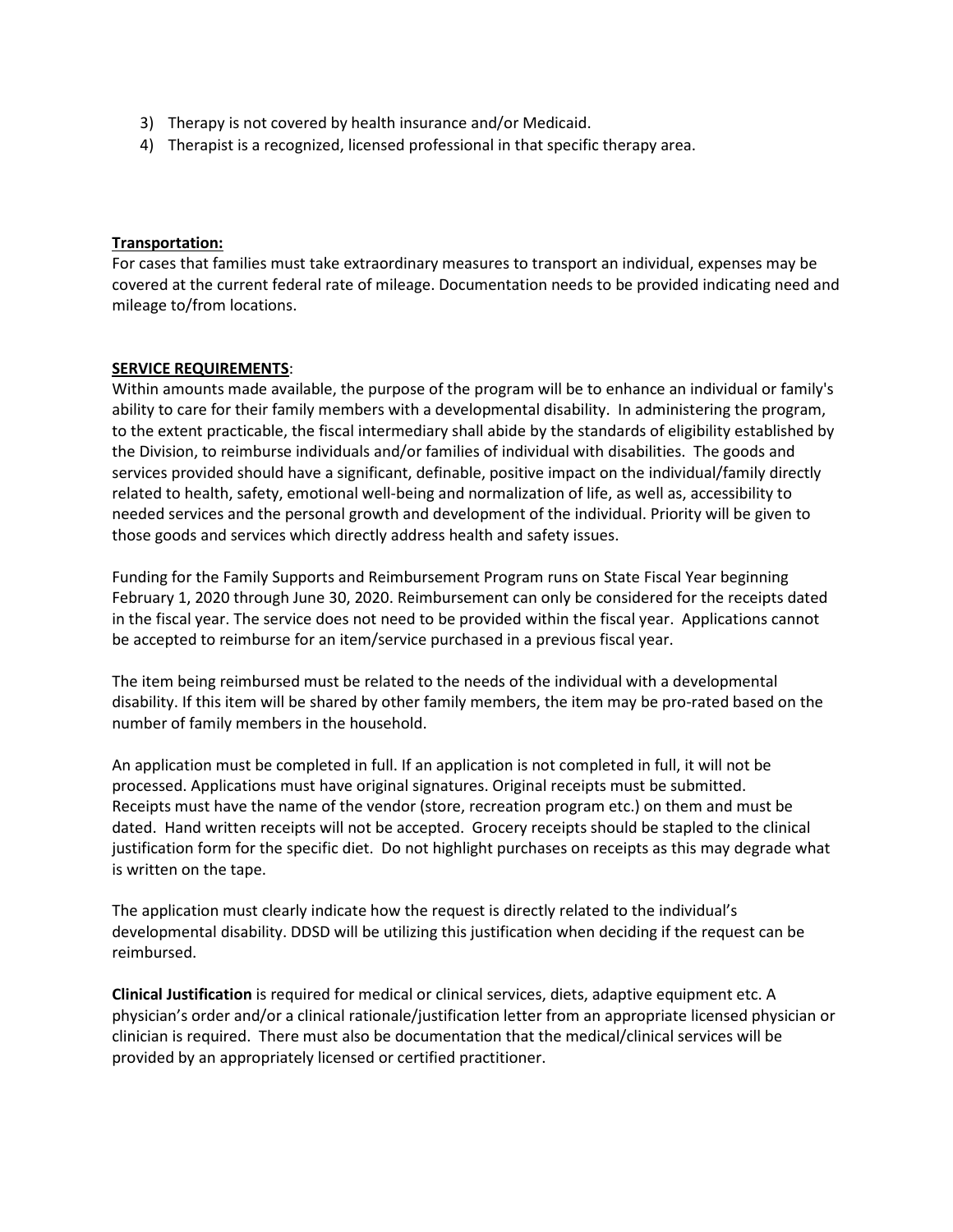3) Therapy is not covered by health insurance and/or Medicaid.
4) Therapist is a recognized, licensed professional in that specific therapy area.

**Transportation:**

For cases that families must take extraordinary measures to transport an individual, expenses may be covered at the current federal rate of mileage. Documentation needs to be provided indicating need and mileage to/from locations.

**SERVICE REQUIREMENTS**:

Within amounts made available, the purpose of the program will be to enhance an individual or family's ability to care for their family members with a developmental disability. In administering the program, to the extent practicable, the fiscal intermediary shall abide by the standards of eligibility established by the Division, to reimburse individuals and/or families of individual with disabilities. The goods and services provided should have a significant, definable, positive impact on the individual/family directly related to health, safety, emotional well-being and normalization of life, as well as, accessibility to needed services and the personal growth and development of the individual. Priority will be given to those goods and services which directly address health and safety issues.

Funding for the Family Supports and Reimbursement Program runs on State Fiscal Year beginning February 1, 2020 through June 30, 2020. Reimbursement can only be considered for the receipts dated in the fiscal year. The service does not need to be provided within the fiscal year. Applications cannot be accepted to reimburse for an item/service purchased in a previous fiscal year.

The item being reimbursed must be related to the needs of the individual with a developmental disability. If this item will be shared by other family members, the item may be pro-rated based on the number of family members in the household.

An application must be completed in full. If an application is not completed in full, it will not be processed. Applications must have original signatures. Original receipts must be submitted. Receipts must have the name of the vendor (store, recreation program etc.) on them and must be dated. Hand written receipts will not be accepted. Grocery receipts should be stapled to the clinical justification form for the specific diet. Do not highlight purchases on receipts as this may degrade what is written on the tape.

The application must clearly indicate how the request is directly related to the individual's developmental disability. DDSD will be utilizing this justification when deciding if the request can be reimbursed.

**Clinical Justification** is required for medical or clinical services, diets, adaptive equipment etc. A physician's order and/or a clinical rationale/justification letter from an appropriate licensed physician or clinician is required. There must also be documentation that the medical/clinical services will be provided by an appropriately licensed or certified practitioner.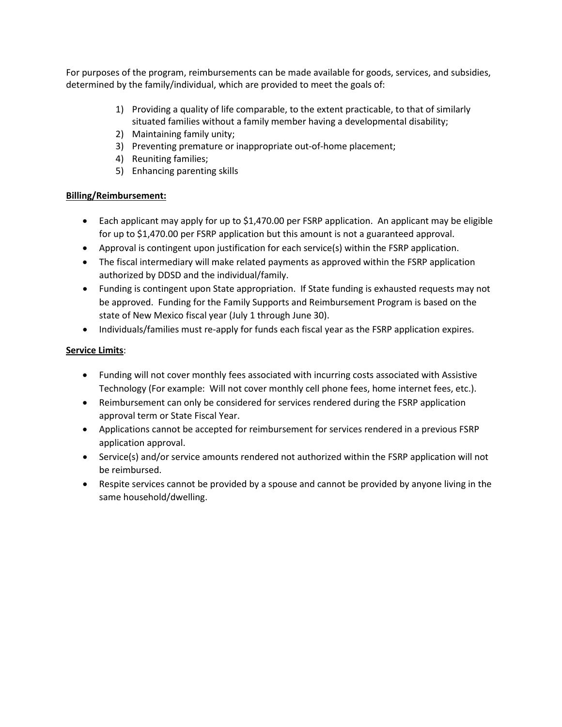For purposes of the program, reimbursements can be made available for goods, services, and subsidies, determined by the family/individual, which are provided to meet the goals of:

1) Providing a quality of life comparable, to the extent practicable, to that of similarly situated families without a family member having a developmental disability;
2) Maintaining family unity;
3) Preventing premature or inappropriate out-of-home placement;
4) Reuniting families;
5) Enhancing parenting skills

**Billing/Reimbursement:**

- Each applicant may apply for up to $1,470.00 per FSRP application. An applicant may be eligible for up to $1,470.00 per FSRP application but this amount is not a guaranteed approval.
- Approval is contingent upon justification for each service(s) within the FSRP application.
- The fiscal intermediary will make related payments as approved within the FSRP application authorized by DDSD and the individual/family.
- Funding is contingent upon State appropriation. If State funding is exhausted requests may not be approved. Funding for the Family Supports and Reimbursement Program is based on the state of New Mexico fiscal year (July 1 through June 30).
- Individuals/families must re-apply for funds each fiscal year as the FSRP application expires.

**Service Limits**:

- Funding will not cover monthly fees associated with incurring costs associated with Assistive Technology (For example: Will not cover monthly cell phone fees, home internet fees, etc.).
- Reimbursement can only be considered for services rendered during the FSRP application approval term or State Fiscal Year.
- Applications cannot be accepted for reimbursement for services rendered in a previous FSRP application approval.
- Service(s) and/or service amounts rendered not authorized within the FSRP application will not be reimbursed.
- Respite services cannot be provided by a spouse and cannot be provided by anyone living in the same household/dwelling.